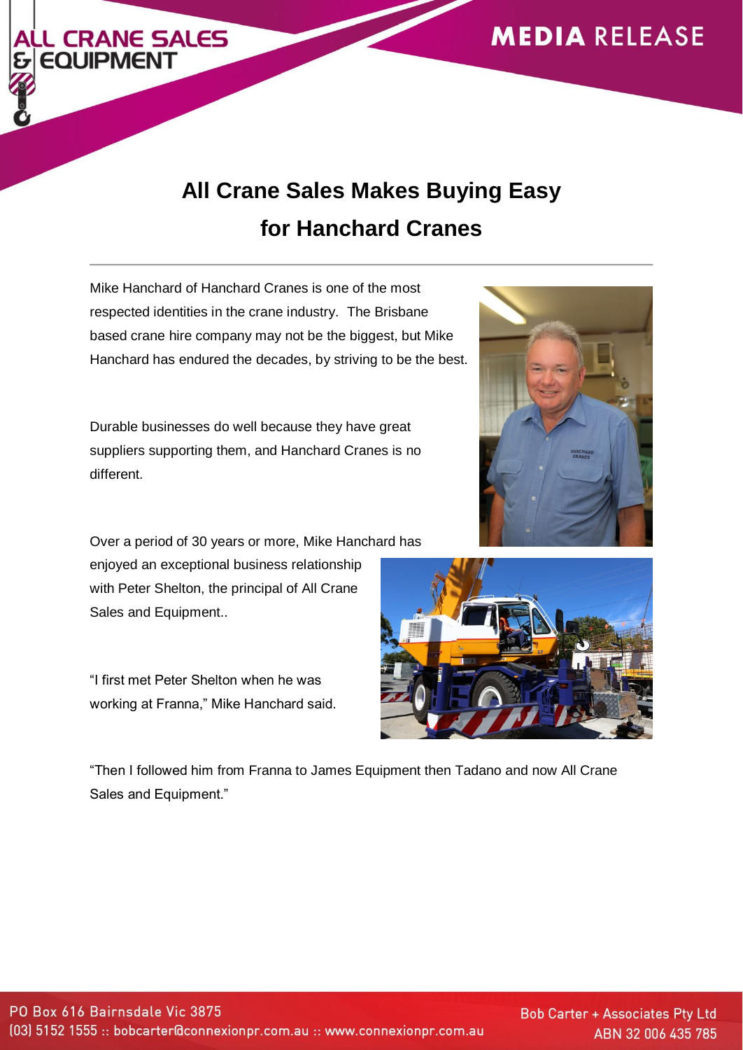# All Crane Sales Makes Buying Easy for Hanchard Cranes

Mike Hanchard of Hanchard Cranes is one of the most respected identities in the crane industry. The Brisbane based crane hire company may not be the biggest, but Mike Hanchard has endured the decades, by striving to be the best.

Durable businesses do well because they have great suppliers supporting them, and Hanchard Cranes is no different.

Over a period of 30 years or more, Mike Hanchard has enjoyed an exceptional business relationship with Peter Shelton, the principal of All Crane Sales and Equipment..

"I first met Peter Shelton when he was working at Franna," Mike Hanchard said.

"Then I followed him from Franna to James Equipment then Tadano and now All Crane Sales and Equipment."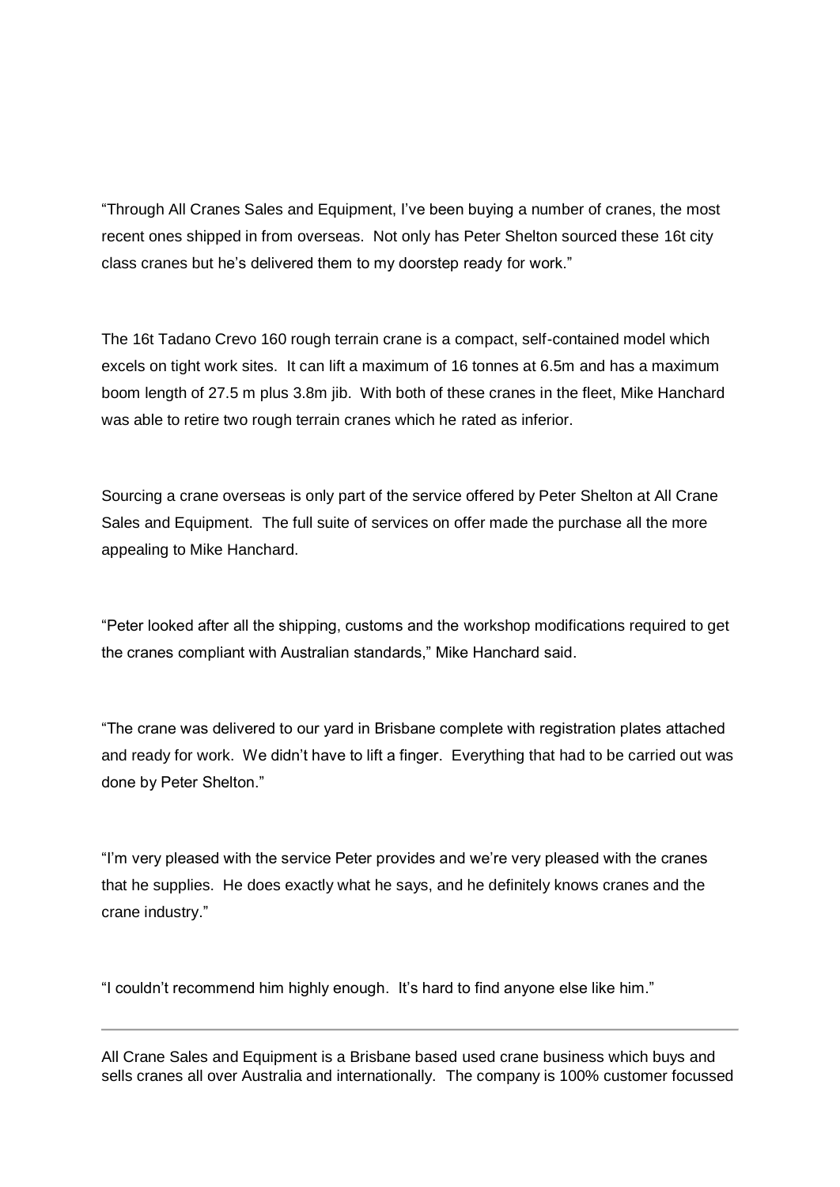"Through All Cranes Sales and Equipment, I've been buying a number of cranes, the most recent ones shipped in from overseas. Not only has Peter Shelton sourced these 16t city class cranes but he's delivered them to my doorstep ready for work."

The 16t Tadano Crevo 160 rough terrain crane is a compact, self-contained model which excels on tight work sites. It can lift a maximum of 16 tonnes at 6.5m and has a maximum boom length of 27.5 m plus 3.8m jib. With both of these cranes in the fleet, Mike Hanchard was able to retire two rough terrain cranes which he rated as inferior.

Sourcing a crane overseas is only part of the service offered by Peter Shelton at All Crane Sales and Equipment. The full suite of services on offer made the purchase all the more appealing to Mike Hanchard.

"Peter looked after all the shipping, customs and the workshop modifications required to get the cranes compliant with Australian standards," Mike Hanchard said.

"The crane was delivered to our yard in Brisbane complete with registration plates attached and ready for work. We didn't have to lift a finger. Everything that had to be carried out was done by Peter Shelton."

"I'm very pleased with the service Peter provides and we're very pleased with the cranes that he supplies. He does exactly what he says, and he definitely knows cranes and the crane industry."

"I couldn't recommend him highly enough. It's hard to find anyone else like him."

---

All Crane Sales and Equipment is a Brisbane based used crane business which buys and sells cranes all over Australia and internationally. The company is 100% customer focussed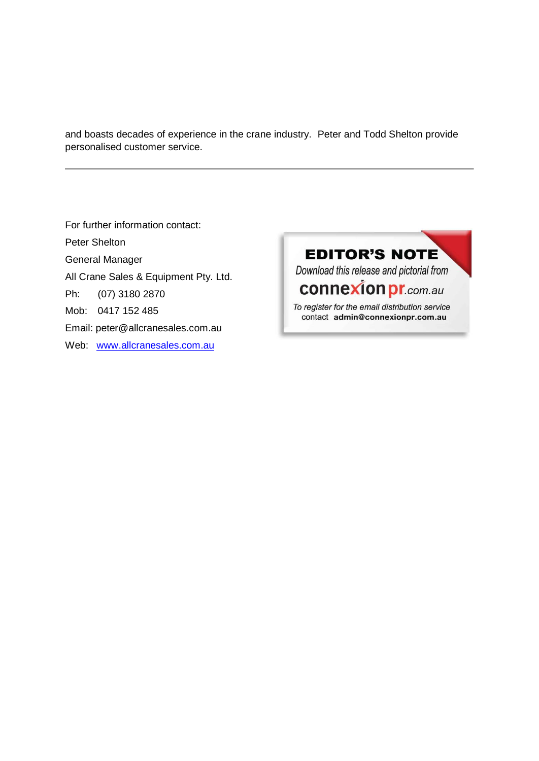and boasts decades of experience in the crane industry. Peter and Todd Shelton provide personalised customer service.

---

For further information contact:

Peter Shelton

General Manager

All Crane Sales & Equipment Pty. Ltd.

Ph: (07) 3180 2870

Mob: 0417 152 485

Email: peter@allcranesales.com.au

Web: [www.allcranesales.com.au](http://www.allcranesales.com.au)

**EDITOR'S NOTE**

*Download this release and pictorial from*

**connexionpr**.com.au

*To register for the email distribution service* contact **admin@connexionpr.com.au**